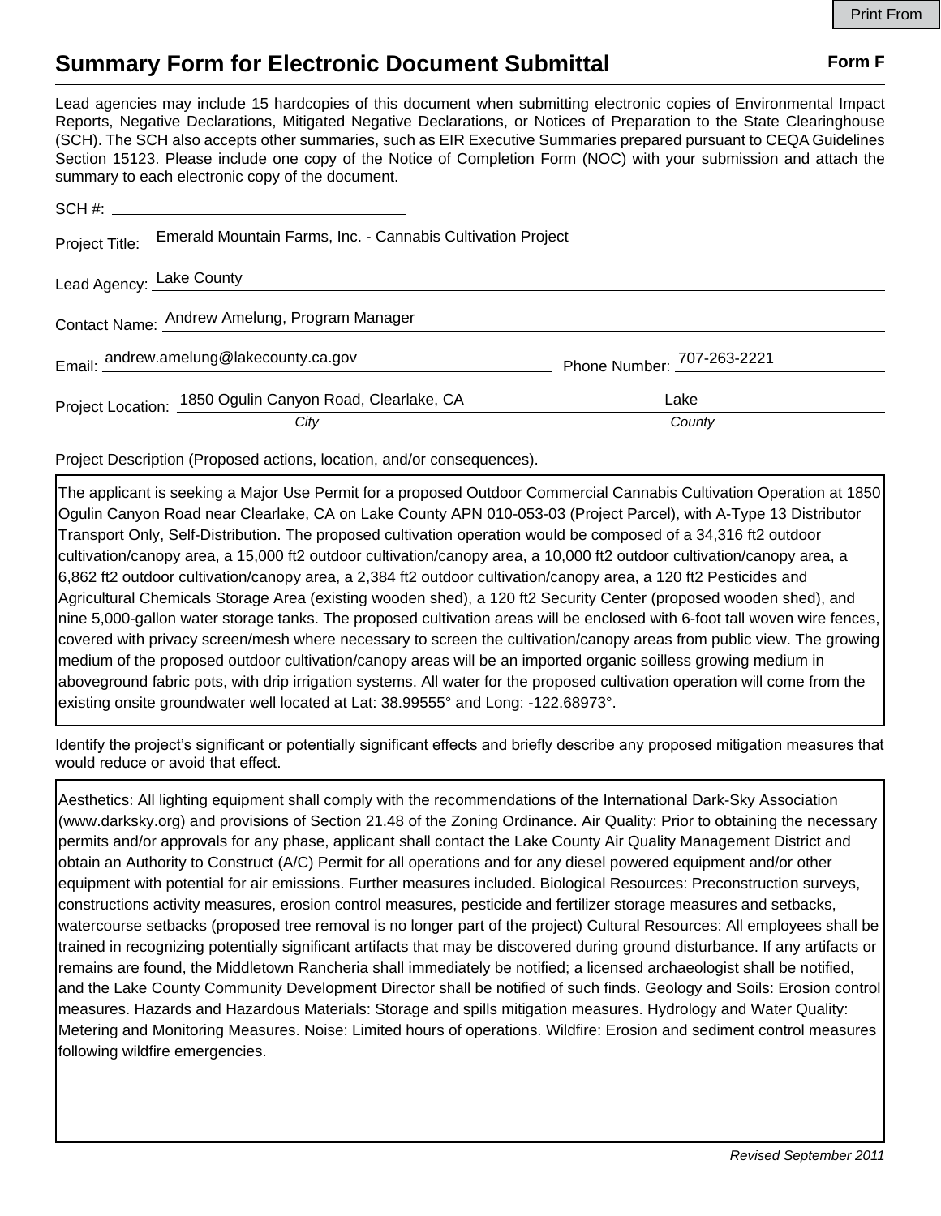# Summary Form for Electronic Document Submittal

**Form F**

Lead agencies may include 15 hardcopies of this document when submitting electronic copies of Environmental Impact Reports, Negative Declarations, Mitigated Negative Declarations, or Notices of Preparation to the State Clearinghouse (SCH). The SCH also accepts other summaries, such as EIR Executive Summaries prepared pursuant to CEQA Guidelines Section 15123. Please include one copy of the Notice of Completion Form (NOC) with your submission and attach the summary to each electronic copy of the document.

SCH #: 

Project Title: Emerald Mountain Farms, Inc. - Cannabis Cultivation Project

Lead Agency: Lake County

Contact Name: Andrew Amelung, Program Manager

Email: andrew.amelung@lakecounty.ca.gov   Phone Number: 707-263-2221

Project Location: 1850 Ogulin Canyon Road, Clearlake, CA (*City*)   Lake (*County*)

Project Description (Proposed actions, location, and/or consequences).

The applicant is seeking a Major Use Permit for a proposed Outdoor Commercial Cannabis Cultivation Operation at 1850 Ogulin Canyon Road near Clearlake, CA on Lake County APN 010-053-03 (Project Parcel), with A-Type 13 Distributor Transport Only, Self-Distribution. The proposed cultivation operation would be composed of a 34,316 ft2 outdoor cultivation/canopy area, a 15,000 ft2 outdoor cultivation/canopy area, a 10,000 ft2 outdoor cultivation/canopy area, a 6,862 ft2 outdoor cultivation/canopy area, a 2,384 ft2 outdoor cultivation/canopy area, a 120 ft2 Pesticides and Agricultural Chemicals Storage Area (existing wooden shed), a 120 ft2 Security Center (proposed wooden shed), and nine 5,000-gallon water storage tanks. The proposed cultivation areas will be enclosed with 6-foot tall woven wire fences, covered with privacy screen/mesh where necessary to screen the cultivation/canopy areas from public view. The growing medium of the proposed outdoor cultivation/canopy areas will be an imported organic soilless growing medium in aboveground fabric pots, with drip irrigation systems. All water for the proposed cultivation operation will come from the existing onsite groundwater well located at Lat: 38.99555° and Long: -122.68973°.

Identify the project's significant or potentially significant effects and briefly describe any proposed mitigation measures that would reduce or avoid that effect.

Aesthetics: All lighting equipment shall comply with the recommendations of the International Dark-Sky Association (www.darksky.org) and provisions of Section 21.48 of the Zoning Ordinance. Air Quality: Prior to obtaining the necessary permits and/or approvals for any phase, applicant shall contact the Lake County Air Quality Management District and obtain an Authority to Construct (A/C) Permit for all operations and for any diesel powered equipment and/or other equipment with potential for air emissions. Further measures included. Biological Resources: Preconstruction surveys, constructions activity measures, erosion control measures, pesticide and fertilizer storage measures and setbacks, watercourse setbacks (proposed tree removal is no longer part of the project) Cultural Resources: All employees shall be trained in recognizing potentially significant artifacts that may be discovered during ground disturbance. If any artifacts or remains are found, the Middletown Rancheria shall immediately be notified; a licensed archaeologist shall be notified, and the Lake County Community Development Director shall be notified of such finds. Geology and Soils: Erosion control measures. Hazards and Hazardous Materials: Storage and spills mitigation measures. Hydrology and Water Quality: Metering and Monitoring Measures. Noise: Limited hours of operations. Wildfire: Erosion and sediment control measures following wildfire emergencies.

*Revised September 2011*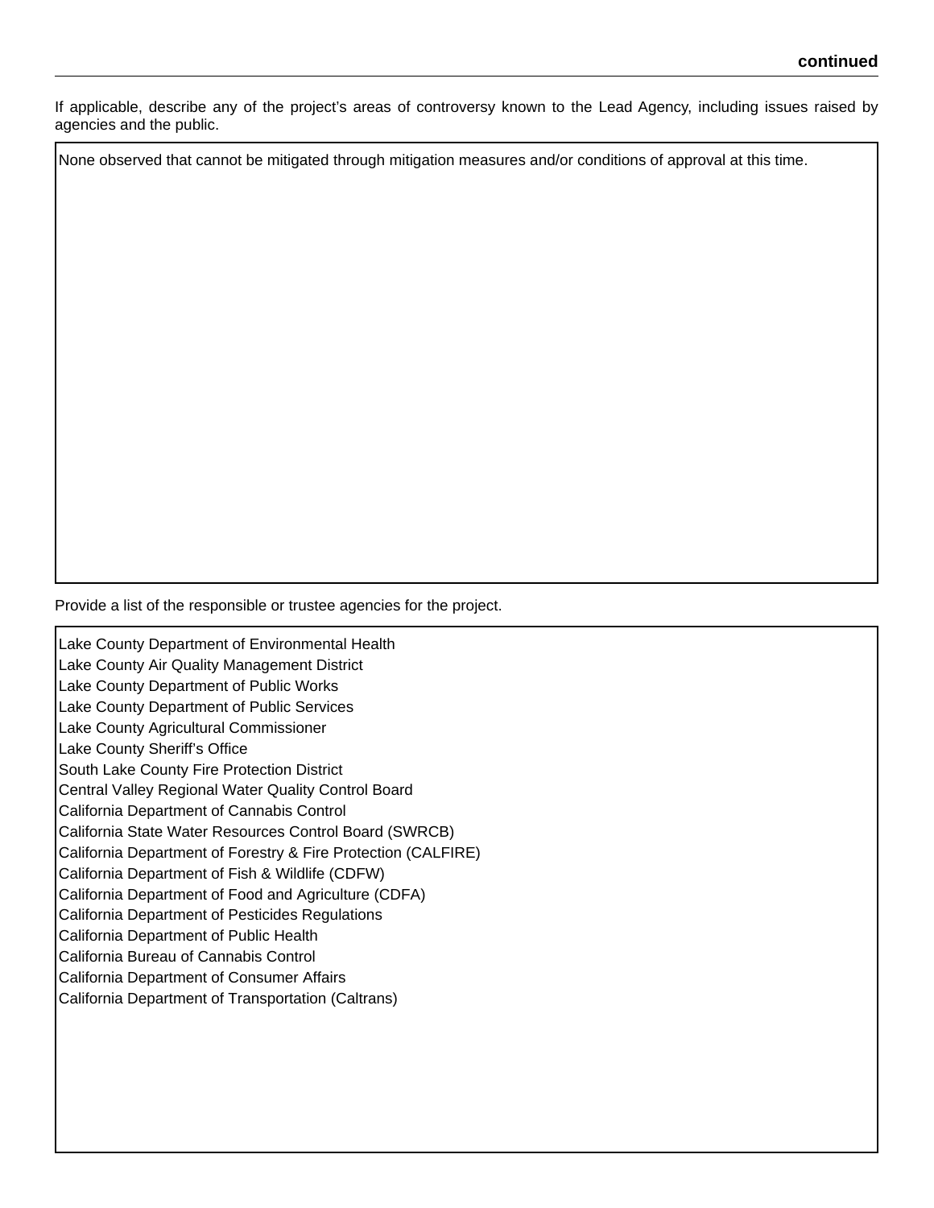**continued**

If applicable, describe any of the project's areas of controversy known to the Lead Agency, including issues raised by agencies and the public.

None observed that cannot be mitigated through mitigation measures and/or conditions of approval at this time.

Provide a list of the responsible or trustee agencies for the project.

Lake County Department of Environmental Health
Lake County Air Quality Management District
Lake County Department of Public Works
Lake County Department of Public Services
Lake County Agricultural Commissioner
Lake County Sheriff's Office
South Lake County Fire Protection District
Central Valley Regional Water Quality Control Board
California Department of Cannabis Control
California State Water Resources Control Board (SWRCB)
California Department of Forestry & Fire Protection (CALFIRE)
California Department of Fish & Wildlife (CDFW)
California Department of Food and Agriculture (CDFA)
California Department of Pesticides Regulations
California Department of Public Health
California Bureau of Cannabis Control
California Department of Consumer Affairs
California Department of Transportation (Caltrans)